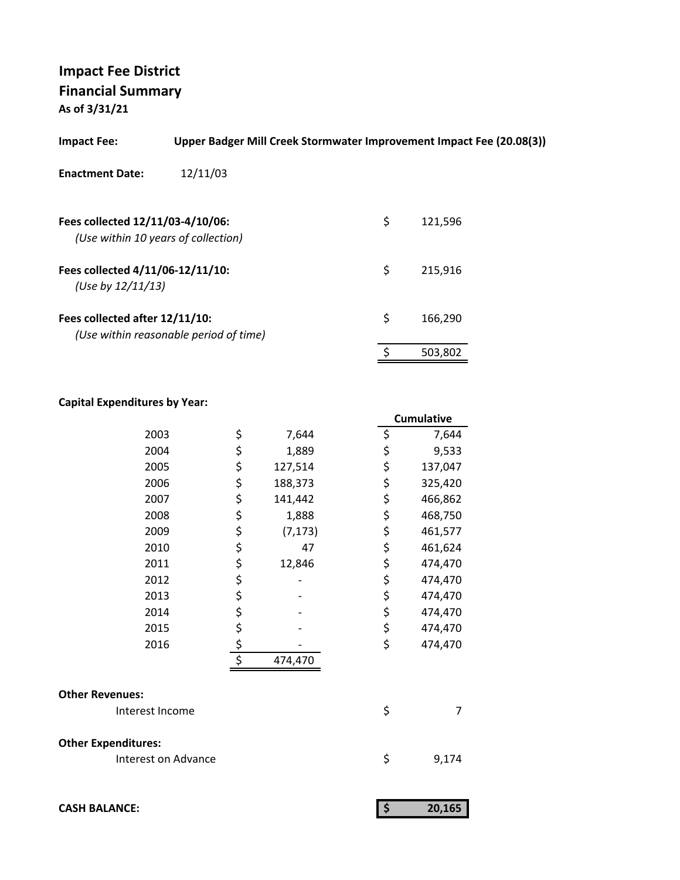# Impact Fee District
## Financial Summary
**As of 3/31/21**

**Impact Fee:** **Upper Badger Mill Creek Stormwater Improvement Impact Fee (20.08(3))**

**Enactment Date:** 12/11/03

| | |
|---|---|
| **Fees collected 12/11/03-4/10/06:** *(Use within 10 years of collection)* | $ 121,596 |
| **Fees collected 4/11/06-12/11/10:** *(Use by 12/11/13)* | $ 215,916 |
| **Fees collected after 12/11/10:** *(Use within reasonable period of time)* | $ 166,290 |
| | $ 503,802 |

**Capital Expenditures by Year:**

| Year | Amount | Cumulative |
|---|---|---|
| 2003 | $ 7,644 | $ 7,644 |
| 2004 | $ 1,889 | $ 9,533 |
| 2005 | $ 127,514 | $ 137,047 |
| 2006 | $ 188,373 | $ 325,420 |
| 2007 | $ 141,442 | $ 466,862 |
| 2008 | $ 1,888 | $ 468,750 |
| 2009 | $ (7,173) | $ 461,577 |
| 2010 | $ 47 | $ 461,624 |
| 2011 | $ 12,846 | $ 474,470 |
| 2012 | $ - | $ 474,470 |
| 2013 | $ - | $ 474,470 |
| 2014 | $ - | $ 474,470 |
| 2015 | $ - | $ 474,470 |
| 2016 | $ - | $ 474,470 |
| | $ 474,470 | |

**Other Revenues:**

| | |
|---|---|
| Interest Income | $ 7 |

**Other Expenditures:**

| | |
|---|---|
| Interest on Advance | $ 9,174 |

| | |
|---|---|
| **CASH BALANCE:** | **$ 20,165** |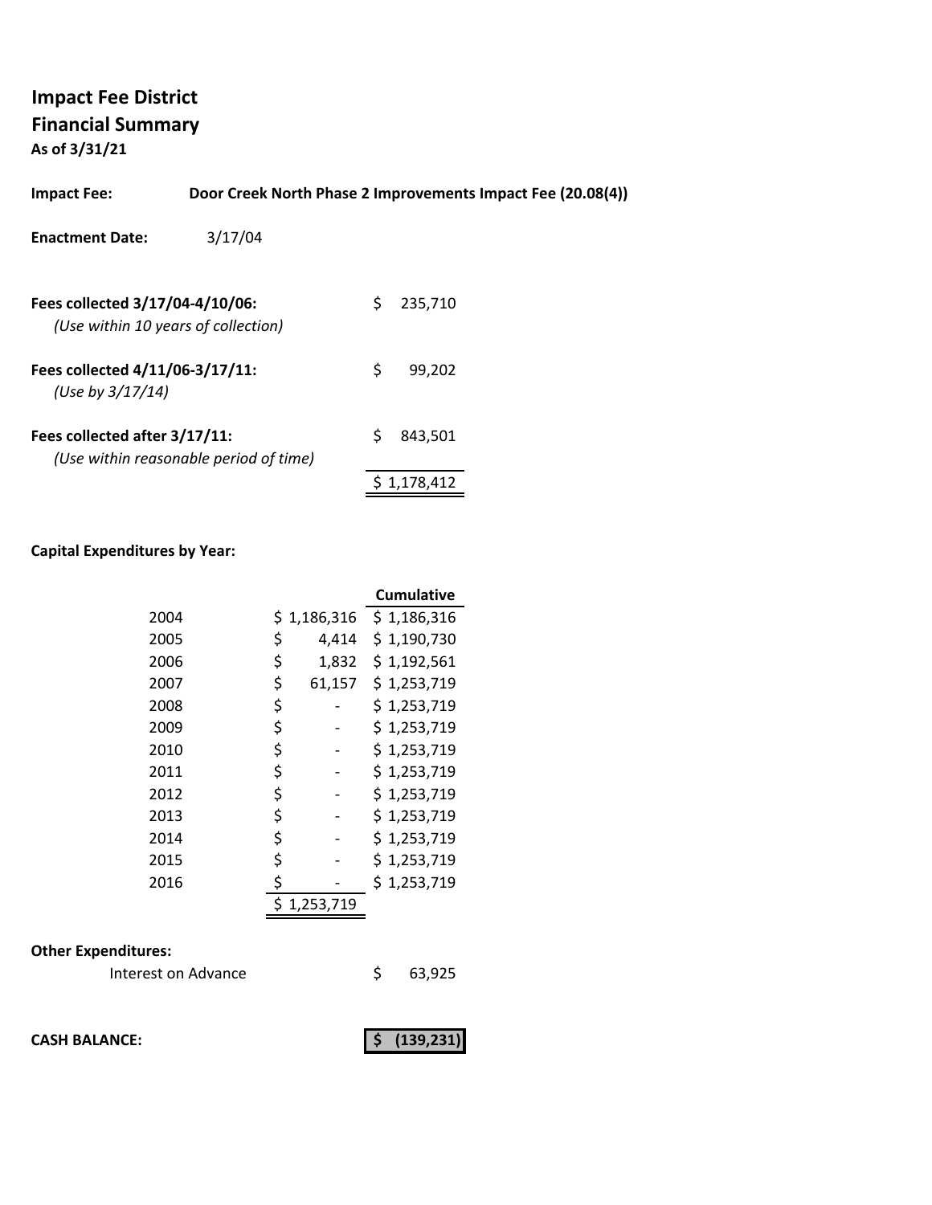# Impact Fee District
## Financial Summary
**As of 3/31/21**

**Impact Fee:** **Door Creek North Phase 2 Improvements Impact Fee (20.08(4))**

**Enactment Date:** 3/17/04

| | |
|---|---|
| **Fees collected 3/17/04-4/10/06:** *(Use within 10 years of collection)* | $ 235,710 |
| **Fees collected 4/11/06-3/17/11:** *(Use by 3/17/14)* | $ 99,202 |
| **Fees collected after 3/17/11:** *(Use within reasonable period of time)* | $ 843,501 |
| | $ 1,178,412 |

**Capital Expenditures by Year:**

| | | Cumulative |
|---|---|---|
| 2004 | $ 1,186,316 | $ 1,186,316 |
| 2005 | $ 4,414 | $ 1,190,730 |
| 2006 | $ 1,832 | $ 1,192,561 |
| 2007 | $ 61,157 | $ 1,253,719 |
| 2008 | $ - | $ 1,253,719 |
| 2009 | $ - | $ 1,253,719 |
| 2010 | $ - | $ 1,253,719 |
| 2011 | $ - | $ 1,253,719 |
| 2012 | $ - | $ 1,253,719 |
| 2013 | $ - | $ 1,253,719 |
| 2014 | $ - | $ 1,253,719 |
| 2015 | $ - | $ 1,253,719 |
| 2016 | $ - | $ 1,253,719 |
| | $ 1,253,719 | |

**Other Expenditures:**

| | |
|---|---|
| Interest on Advance | $ 63,925 |

**CASH BALANCE:** **$ (139,231)**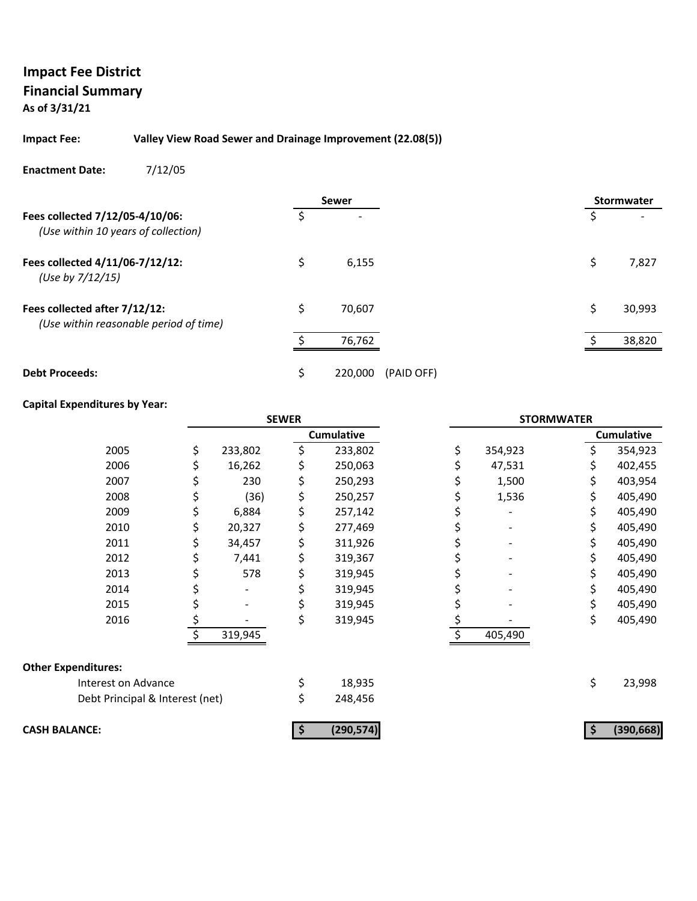## Impact Fee District
## Financial Summary
**As of 3/31/21**

**Impact Fee:** **Valley View Road Sewer and Drainage Improvement (22.08(5))**

**Enactment Date:** 7/12/05

| | Sewer | | Stormwater |
|---|---|---|---|
| **Fees collected 7/12/05-4/10/06:** *(Use within 10 years of collection)* | $ - | | $ - |
| **Fees collected 4/11/06-7/12/12:** *(Use by 7/12/15)* | $ 6,155 | | $ 7,827 |
| **Fees collected after 7/12/12:** *(Use within reasonable period of time)* | $ 70,607 | | $ 30,993 |
| | $ 76,762 | | $ 38,820 |
| **Debt Proceeds:** | $ 220,000 | (PAID OFF) | |

**Capital Expenditures by Year:**

| | SEWER | | STORMWATER | |
|---|---|---|---|---|
| | | Cumulative | | Cumulative |
| 2005 | $ 233,802 | $ 233,802 | $ 354,923 | $ 354,923 |
| 2006 | $ 16,262 | $ 250,063 | $ 47,531 | $ 402,455 |
| 2007 | $ 230 | $ 250,293 | $ 1,500 | $ 403,954 |
| 2008 | $ (36) | $ 250,257 | $ 1,536 | $ 405,490 |
| 2009 | $ 6,884 | $ 257,142 | $ - | $ 405,490 |
| 2010 | $ 20,327 | $ 277,469 | $ - | $ 405,490 |
| 2011 | $ 34,457 | $ 311,926 | $ - | $ 405,490 |
| 2012 | $ 7,441 | $ 319,367 | $ - | $ 405,490 |
| 2013 | $ 578 | $ 319,945 | $ - | $ 405,490 |
| 2014 | $ - | $ 319,945 | $ - | $ 405,490 |
| 2015 | $ - | $ 319,945 | $ - | $ 405,490 |
| 2016 | $ - | $ 319,945 | $ - | $ 405,490 |
| | $ 319,945 | | $ 405,490 | |

**Other Expenditures:**

| | Sewer | Stormwater |
|---|---|---|
| Interest on Advance | $ 18,935 | $ 23,998 |
| Debt Principal & Interest (net) | $ 248,456 | |
| **CASH BALANCE:** | **$ (290,574)** | **$ (390,668)** |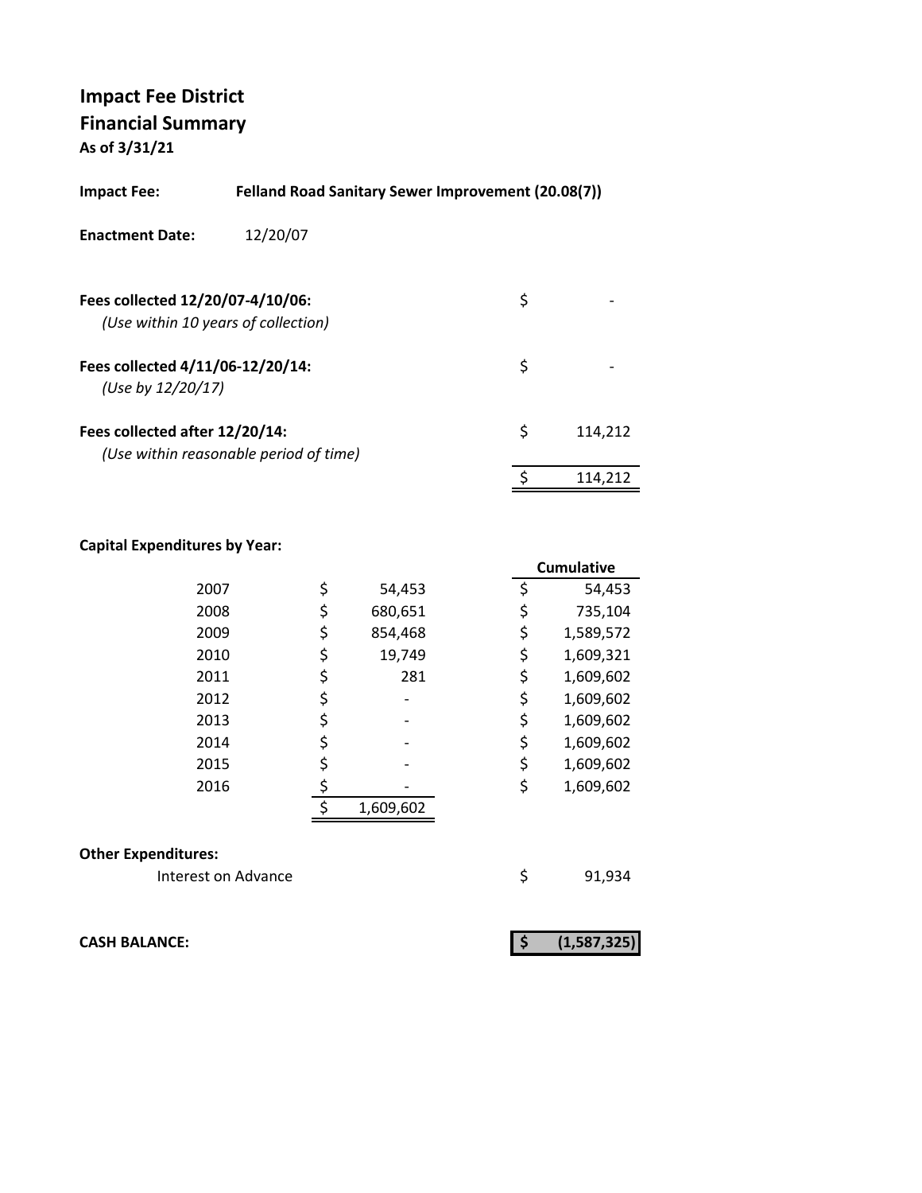# Impact Fee District
## Financial Summary
**As of 3/31/21**

**Impact Fee:** **Felland Road Sanitary Sewer Improvement (20.08(7))**

**Enactment Date:** 12/20/07

| | |
|---|---|
| **Fees collected 12/20/07-4/10/06:** *(Use within 10 years of collection)* | $ - |
| **Fees collected 4/11/06-12/20/14:** *(Use by 12/20/17)* | $ - |
| **Fees collected after 12/20/14:** *(Use within reasonable period of time)* | $ 114,212 |
| | $ 114,212 |

**Capital Expenditures by Year:**

| Year | Amount | Cumulative |
|---|---|---|
| 2007 | $ 54,453 | $ 54,453 |
| 2008 | $ 680,651 | $ 735,104 |
| 2009 | $ 854,468 | $ 1,589,572 |
| 2010 | $ 19,749 | $ 1,609,321 |
| 2011 | $ 281 | $ 1,609,602 |
| 2012 | $ - | $ 1,609,602 |
| 2013 | $ - | $ 1,609,602 |
| 2014 | $ - | $ 1,609,602 |
| 2015 | $ - | $ 1,609,602 |
| 2016 | $ - | $ 1,609,602 |
| | $ 1,609,602 | |

**Other Expenditures:**

| | |
|---|---|
| Interest on Advance | $ 91,934 |

**CASH BALANCE:** **$ (1,587,325)**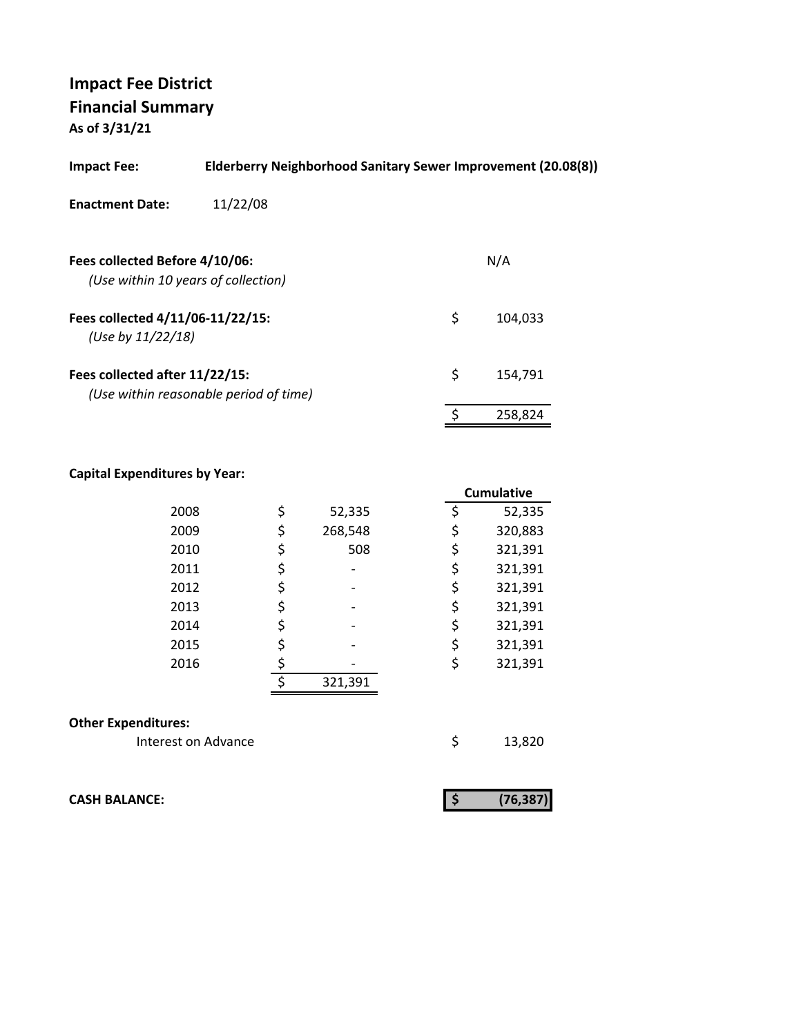# Impact Fee District

## Financial Summary

**As of 3/31/21**

**Impact Fee:** **Elderberry Neighborhood Sanitary Sewer Improvement (20.08(8))**

**Enactment Date:** 11/22/08

| | |
|---|---|
| **Fees collected Before 4/10/06:** *(Use within 10 years of collection)* | N/A |
| **Fees collected 4/11/06-11/22/15:** *(Use by 11/22/18)* | $ 104,033 |
| **Fees collected after 11/22/15:** *(Use within reasonable period of time)* | $ 154,791 |
| | $ 258,824 |

**Capital Expenditures by Year:**

| Year | Amount | Cumulative |
|---|---|---|
| 2008 | $ 52,335 | $ 52,335 |
| 2009 | $ 268,548 | $ 320,883 |
| 2010 | $ 508 | $ 321,391 |
| 2011 | $ - | $ 321,391 |
| 2012 | $ - | $ 321,391 |
| 2013 | $ - | $ 321,391 |
| 2014 | $ - | $ 321,391 |
| 2015 | $ - | $ 321,391 |
| 2016 | $ - | $ 321,391 |
| | $ 321,391 | |

**Other Expenditures:**

| | |
|---|---|
| Interest on Advance | $ 13,820 |

**CASH BALANCE:** **$ (76,387)**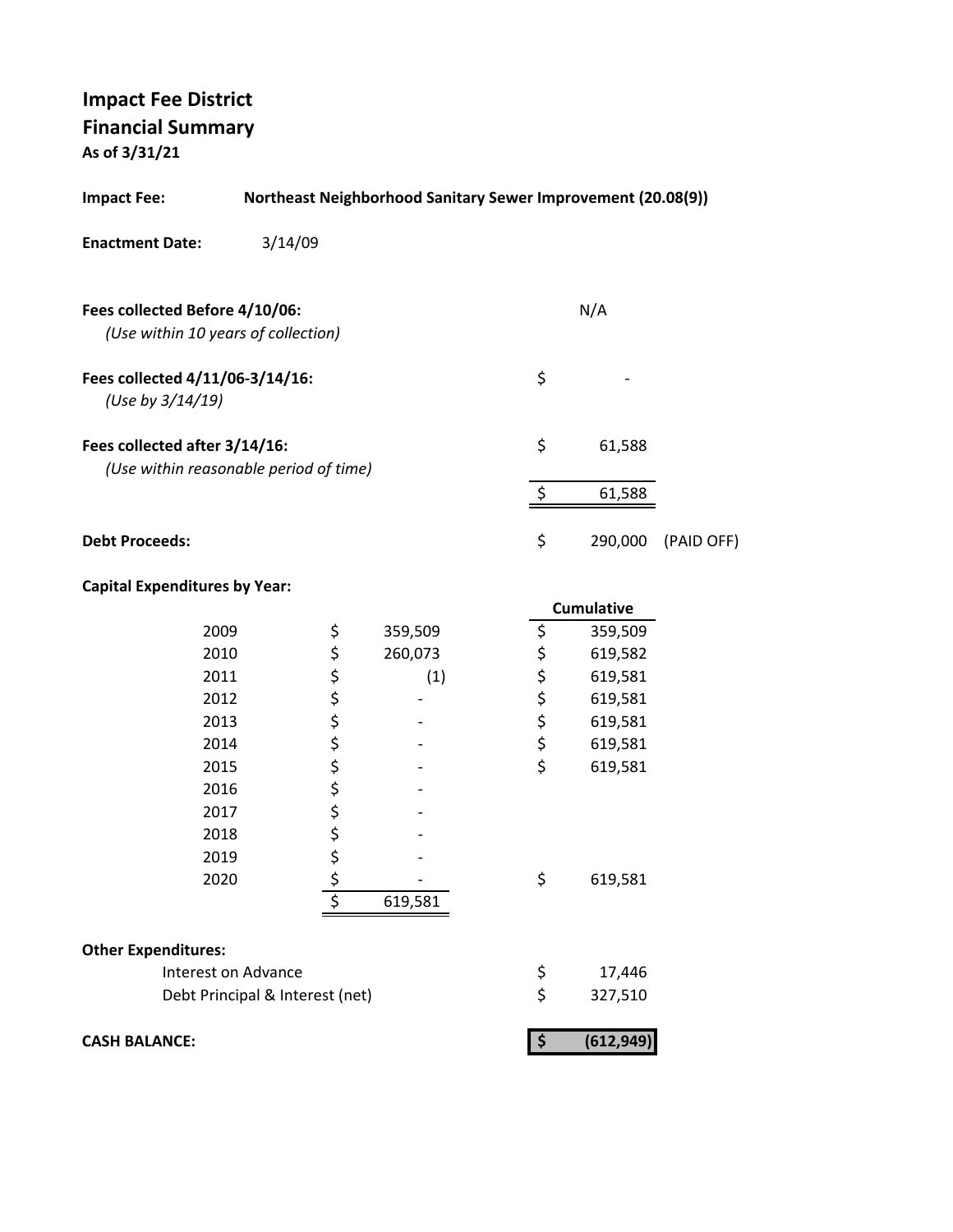# Impact Fee District
## Financial Summary
**As of 3/31/21**

**Impact Fee:** **Northeast Neighborhood Sanitary Sewer Improvement (20.08(9))**

**Enactment Date:** 3/14/09

| | | |
|---|---|---|
| **Fees collected Before 4/10/06:** *(Use within 10 years of collection)* | | N/A |
| **Fees collected 4/11/06-3/14/16:** *(Use by 3/14/19)* | $ | - |
| **Fees collected after 3/14/16:** *(Use within reasonable period of time)* | $ | 61,588 |
| | $ | 61,588 |
| **Debt Proceeds:** | $ | 290,000 (PAID OFF) |

**Capital Expenditures by Year:**

| Year | Amount | Cumulative |
|---|---|---|
| 2009 | $ 359,509 | $ 359,509 |
| 2010 | $ 260,073 | $ 619,582 |
| 2011 | $ (1) | $ 619,581 |
| 2012 | $ - | $ 619,581 |
| 2013 | $ - | $ 619,581 |
| 2014 | $ - | $ 619,581 |
| 2015 | $ - | $ 619,581 |
| 2016 | $ - | |
| 2017 | $ - | |
| 2018 | $ - | |
| 2019 | $ - | |
| 2020 | $ - | $ 619,581 |
| | $ 619,581 | |

**Other Expenditures:**

| | |
|---|---|
| Interest on Advance | $ 17,446 |
| Debt Principal & Interest (net) | $ 327,510 |

| | |
|---|---|
| **CASH BALANCE:** | **$ (612,949)** |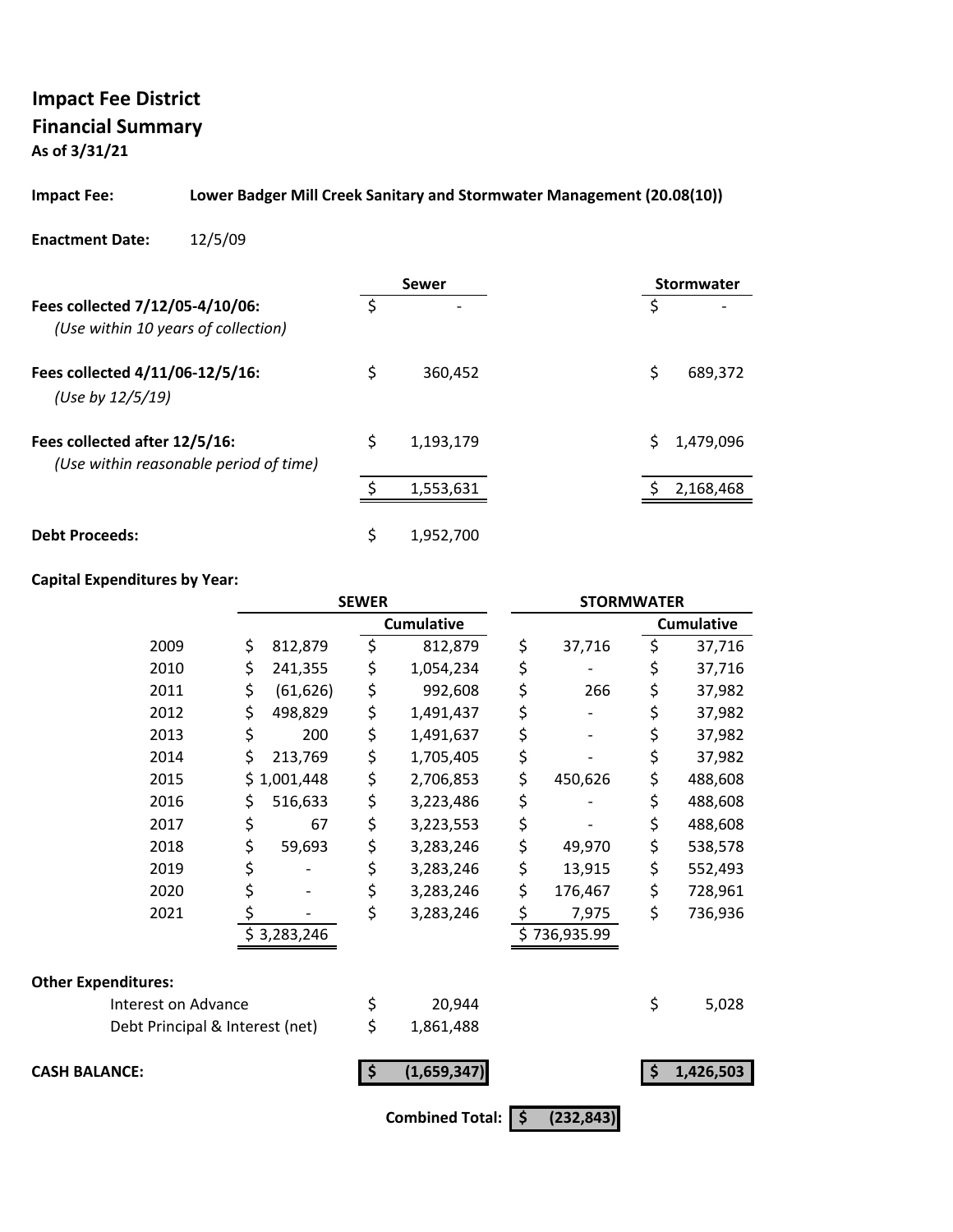# Impact Fee District
## Financial Summary
**As of 3/31/21**

**Impact Fee:** **Lower Badger Mill Creek Sanitary and Stormwater Management (20.08(10))**

**Enactment Date:** 12/5/09

| | Sewer | Stormwater |
|---|---|---|
| **Fees collected 7/12/05-4/10/06:** *(Use within 10 years of collection)* | $ - | $ - |
| **Fees collected 4/11/06-12/5/16:** *(Use by 12/5/19)* | $ 360,452 | $ 689,372 |
| **Fees collected after 12/5/16:** *(Use within reasonable period of time)* | $ 1,193,179 | $ 1,479,096 |
| | $ 1,553,631 | $ 2,168,468 |
| **Debt Proceeds:** | $ 1,952,700 | |

**Capital Expenditures by Year:**

| | SEWER | | STORMWATER | |
|---|---|---|---|---|
| | | Cumulative | | Cumulative |
| 2009 | $ 812,879 | $ 812,879 | $ 37,716 | $ 37,716 |
| 2010 | $ 241,355 | $ 1,054,234 | $ - | $ 37,716 |
| 2011 | $ (61,626) | $ 992,608 | $ 266 | $ 37,982 |
| 2012 | $ 498,829 | $ 1,491,437 | $ - | $ 37,982 |
| 2013 | $ 200 | $ 1,491,637 | $ - | $ 37,982 |
| 2014 | $ 213,769 | $ 1,705,405 | $ - | $ 37,982 |
| 2015 | $ 1,001,448 | $ 2,706,853 | $ 450,626 | $ 488,608 |
| 2016 | $ 516,633 | $ 3,223,486 | $ - | $ 488,608 |
| 2017 | $ 67 | $ 3,223,553 | $ - | $ 488,608 |
| 2018 | $ 59,693 | $ 3,283,246 | $ 49,970 | $ 538,578 |
| 2019 | $ - | $ 3,283,246 | $ 13,915 | $ 552,493 |
| 2020 | $ - | $ 3,283,246 | $ 176,467 | $ 728,961 |
| 2021 | $ - | $ 3,283,246 | $ 7,975 | $ 736,936 |
| | $ 3,283,246 | | $ 736,935.99 | |

**Other Expenditures:**

| | Sewer | Stormwater |
|---|---|---|
| Interest on Advance | $ 20,944 | $ 5,028 |
| Debt Principal & Interest (net) | $ 1,861,488 | |
| **CASH BALANCE:** | **$ (1,659,347)** | **$ 1,426,503** |

**Combined Total: $ (232,843)**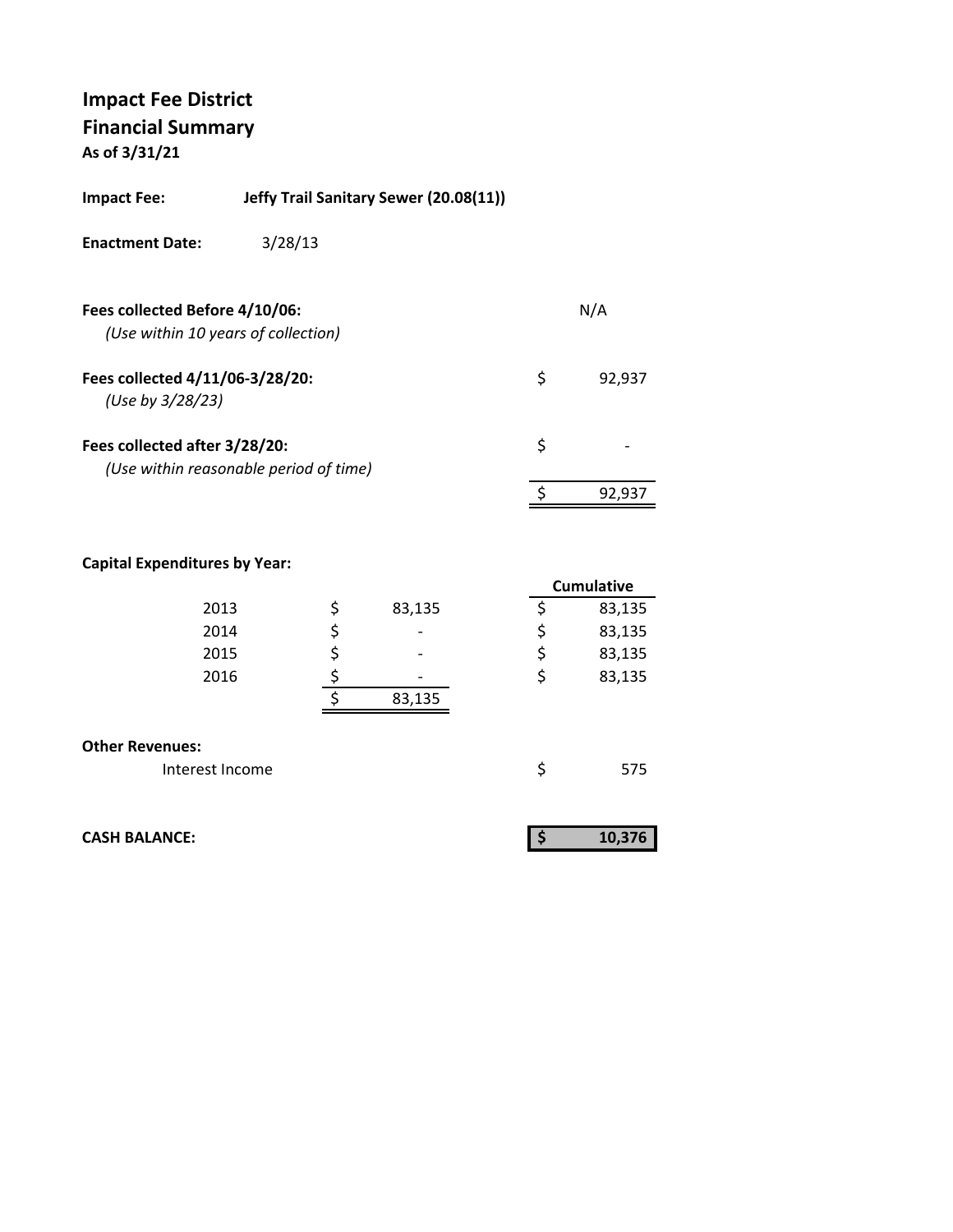# Impact Fee District
## Financial Summary
**As of 3/31/21**

**Impact Fee:** **Jeffy Trail Sanitary Sewer (20.08(11))**

**Enactment Date:** 3/28/13

| | | |
|---|---|---|
| **Fees collected Before 4/10/06:** *(Use within 10 years of collection)* | | N/A |
| **Fees collected 4/11/06-3/28/20:** *(Use by 3/28/23)* | $ | 92,937 |
| **Fees collected after 3/28/20:** *(Use within reasonable period of time)* | $ | - |
| | $ | 92,937 |

**Capital Expenditures by Year:**

| Year | | | | Cumulative |
|---|---|---|---|---|
| 2013 | $ | 83,135 | $ | 83,135 |
| 2014 | $ | - | $ | 83,135 |
| 2015 | $ | - | $ | 83,135 |
| 2016 | $ | - | $ | 83,135 |
| | $ | 83,135 | | |

**Other Revenues:**

| | | |
|---|---|---|
| Interest Income | $ | 575 |

| | | |
|---|---|---|
| **CASH BALANCE:** | **$** | **10,376** |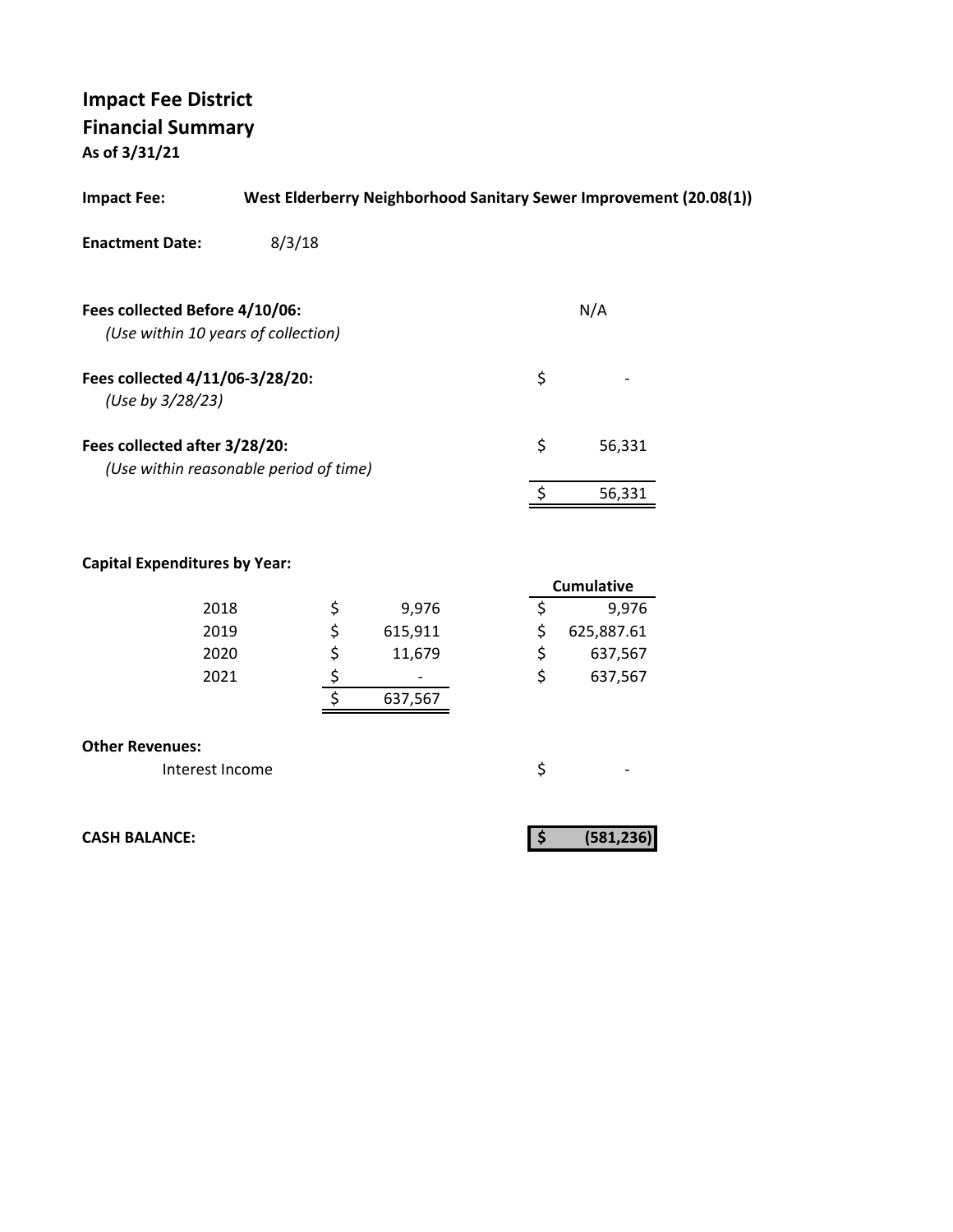# Impact Fee District
## Financial Summary
**As of 3/31/21**

**Impact Fee:** **West Elderberry Neighborhood Sanitary Sewer Improvement (20.08(1))**

**Enactment Date:** 8/3/18

| | |
|---|---|
| **Fees collected Before 4/10/06:** *(Use within 10 years of collection)* | N/A |
| **Fees collected 4/11/06-3/28/20:** *(Use by 3/28/23)* | $ - |
| **Fees collected after 3/28/20:** *(Use within reasonable period of time)* | $ 56,331 |
| | $ 56,331 |

**Capital Expenditures by Year:**

| Year | Amount | Cumulative |
|---|---|---|
| 2018 | $ 9,976 | $ 9,976 |
| 2019 | $ 615,911 | $ 625,887.61 |
| 2020 | $ 11,679 | $ 637,567 |
| 2021 | $ - | $ 637,567 |
| | $ 637,567 | |

**Other Revenues:**

| | |
|---|---|
| Interest Income | $ - |

**CASH BALANCE:** **$ (581,236)**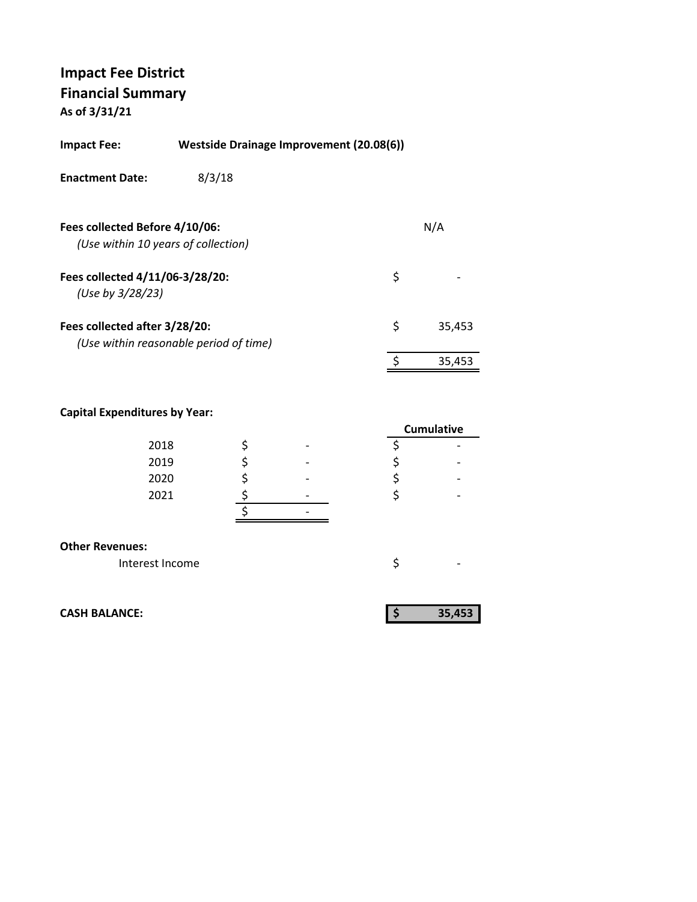# Impact Fee District
## Financial Summary
**As of 3/31/21**

**Impact Fee:** **Westside Drainage Improvement (20.08(6))**

**Enactment Date:** 8/3/18

| | |
|---|---|
| **Fees collected Before 4/10/06:** *(Use within 10 years of collection)* | N/A |
| **Fees collected 4/11/06-3/28/20:** *(Use by 3/28/23)* | $ - |
| **Fees collected after 3/28/20:** *(Use within reasonable period of time)* | $ 35,453 |
| | $ 35,453 |

**Capital Expenditures by Year:**

| | | Cumulative |
|---|---|---|
| 2018 | $ - | $ - |
| 2019 | $ - | $ - |
| 2020 | $ - | $ - |
| 2021 | $ - | $ - |
| | $ - | |

**Other Revenues:**

| | |
|---|---|
| Interest Income | $ - |

**CASH BALANCE:** **$ 35,453**